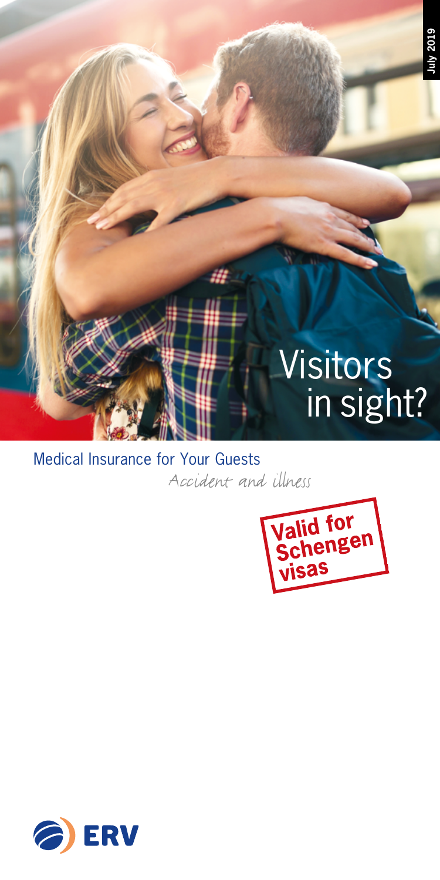July 2019

# Visitors in sight?

## Medical Insurance for Your Guests

*Accident and illness*

**Valid for Schengen visas**

ERV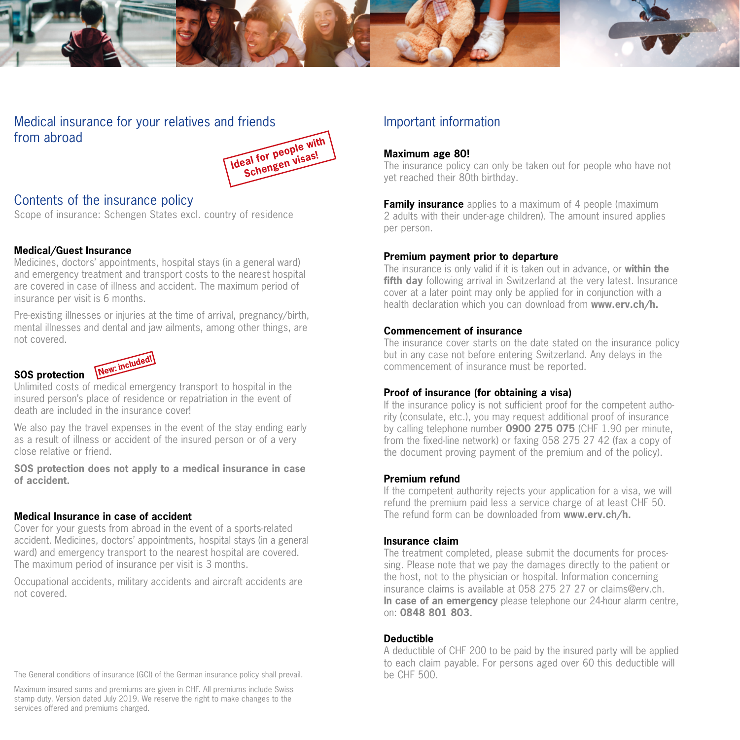## Medical insurance for your relatives and friends from abroad

**Ideal for people with Schengen visas!**

## Contents of the insurance policy

Scope of insurance: Schengen States excl. country of residence

### Medical/Guest Insurance

Medicines, doctors' appointments, hospital stays (in a general ward) and emergency treatment and transport costs to the nearest hospital are covered in case of illness and accident. The maximum period of insurance per visit is 6 months.

Pre-existing illnesses or injuries at the time of arrival, pregnancy/birth, mental illnesses and dental and jaw ailments, among other things, are not covered.

### SOS protection

**New: included!**

Unlimited costs of medical emergency transport to hospital in the insured person's place of residence or repatriation in the event of death are included in the insurance cover!

We also pay the travel expenses in the event of the stay ending early as a result of illness or accident of the insured person or of a very close relative or friend.

**SOS protection does not apply to a medical insurance in case of accident.**

### Medical Insurance in case of accident

Cover for your guests from abroad in the event of a sports-related accident. Medicines, doctors' appointments, hospital stays (in a general ward) and emergency transport to the nearest hospital are covered. The maximum period of insurance per visit is 3 months.

Occupational accidents, military accidents and aircraft accidents are not covered.

The General conditions of insurance (GCI) of the German insurance policy shall prevail.

Maximum insured sums and premiums are given in CHF. All premiums include Swiss stamp duty. Version dated July 2019. We reserve the right to make changes to the services offered and premiums charged.

## Important information

### Maximum age 80!

The insurance policy can only be taken out for people who have not yet reached their 80th birthday.

**Family insurance** applies to a maximum of 4 people (maximum 2 adults with their under-age children). The amount insured applies per person.

### Premium payment prior to departure

The insurance is only valid if it is taken out in advance, or **within the fifth day** following arrival in Switzerland at the very latest. Insurance cover at a later point may only be applied for in conjunction with a health declaration which you can download from **www.erv.ch/h.**

### Commencement of insurance

The insurance cover starts on the date stated on the insurance policy but in any case not before entering Switzerland. Any delays in the commencement of insurance must be reported.

### Proof of insurance (for obtaining a visa)

If the insurance policy is not sufficient proof for the competent authority (consulate, etc.), you may request additional proof of insurance by calling telephone number **0900 275 075** (CHF 1.90 per minute, from the fixed-line network) or faxing 058 275 27 42 (fax a copy of the document proving payment of the premium and of the policy).

### Premium refund

If the competent authority rejects your application for a visa, we will refund the premium paid less a service charge of at least CHF 50. The refund form can be downloaded from **www.erv.ch/h.**

### Insurance claim

The treatment completed, please submit the documents for processing. Please note that we pay the damages directly to the patient or the host, not to the physician or hospital. Information concerning insurance claims is available at 058 275 27 27 or claims@erv.ch. **In case of an emergency** please telephone our 24-hour alarm centre, on: **0848 801 803.**

### Deductible

A deductible of CHF 200 to be paid by the insured party will be applied to each claim payable. For persons aged over 60 this deductible will be CHF 500.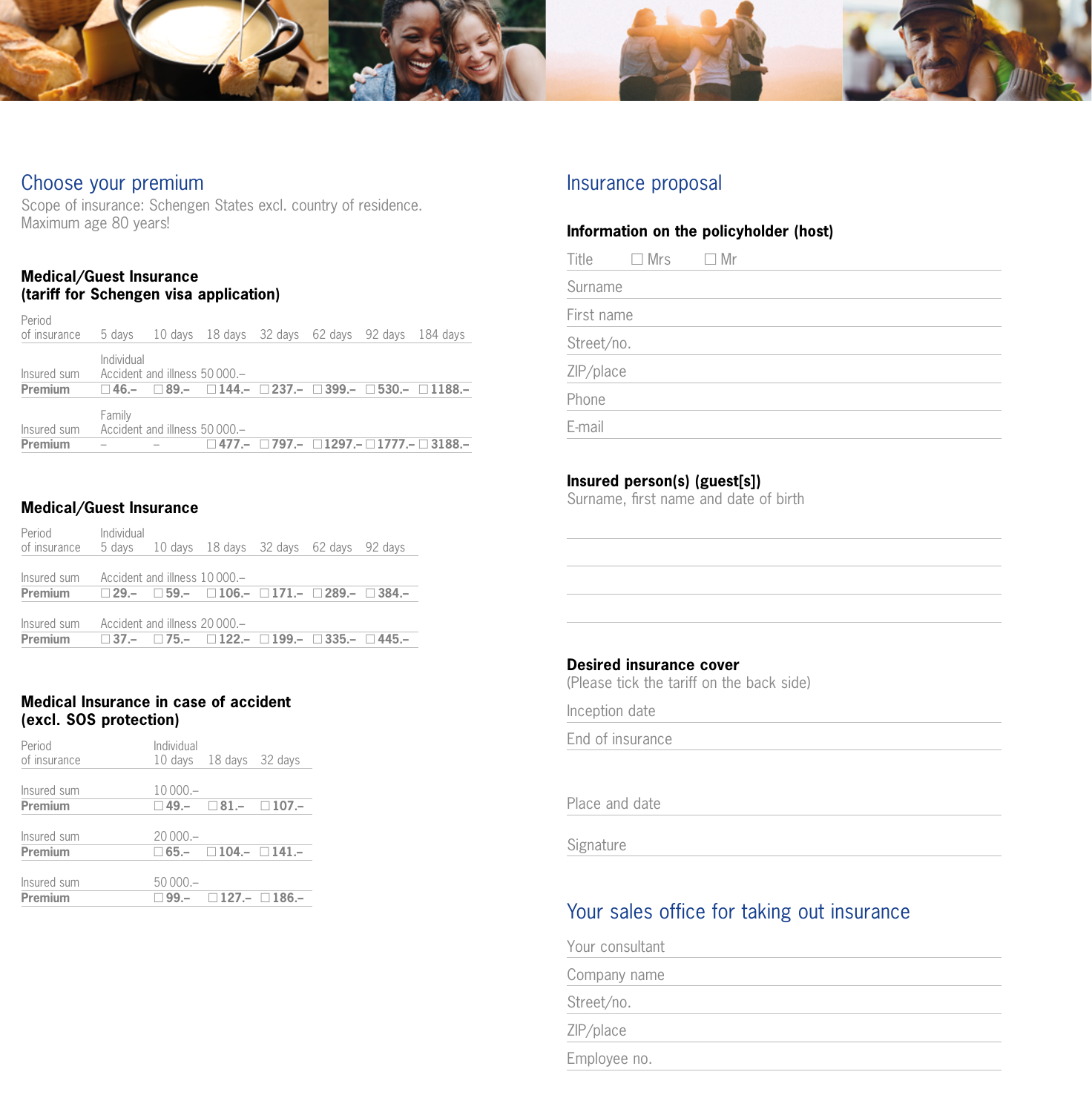## Choose your premium

Scope of insurance: Schengen States excl. country of residence.
Maximum age 80 years!

### Medical/Guest Insurance (tariff for Schengen visa application)

| Period of insurance | 5 days | 10 days | 18 days | 32 days | 62 days | 92 days | 184 days |
|---|---|---|---|---|---|---|---|
| Insured sum | Individual Accident and illness 50 000.– | | | | | | |
| **Premium** | ☐ **46.–** | ☐ **89.–** | ☐ **144.–** | ☐ **237.–** | ☐ **399.–** | ☐ **530.–** | ☐ **1188.–** |
| Insured sum | Family Accident and illness 50 000.– | | | | | | |
| **Premium** | – | – | ☐ **477.–** | ☐ **797.–** | ☐ **1297.–** | ☐ **1777.–** | ☐ **3188.–** |

### Medical/Guest Insurance

| Period of insurance | Individual 5 days | 10 days | 18 days | 32 days | 62 days | 92 days |
|---|---|---|---|---|---|---|
| Insured sum | Accident and illness 10 000.– | | | | | |
| **Premium** | ☐ **29.–** | ☐ **59.–** | ☐ **106.–** | ☐ **171.–** | ☐ **289.–** | ☐ **384.–** |
| Insured sum | Accident and illness 20 000.– | | | | | |
| **Premium** | ☐ **37.–** | ☐ **75.–** | ☐ **122.–** | ☐ **199.–** | ☐ **335.–** | ☐ **445.–** |

### Medical Insurance in case of accident (excl. SOS protection)

| Period of insurance | Individual 10 days | 18 days | 32 days |
|---|---|---|---|
| Insured sum | 10 000.– | | |
| **Premium** | ☐ **49.–** | ☐ **81.–** | ☐ **107.–** |
| Insured sum | 20 000.– | | |
| **Premium** | ☐ **65.–** | ☐ **104.–** | ☐ **141.–** |
| Insured sum | 50 000.– | | |
| **Premium** | ☐ **99.–** | ☐ **127.–** | ☐ **186.–** |

## Insurance proposal

### Information on the policyholder (host)

Title ☐ Mrs ☐ Mr

Surname

First name

Street/no.

ZIP/place

Phone

E-mail

### Insured person(s) (guest[s])

Surname, first name and date of birth

### Desired insurance cover

(Please tick the tariff on the back side)

Inception date

End of insurance

Place and date

Signature

## Your sales office for taking out insurance

Your consultant

Company name

Street/no.

ZIP/place

Employee no.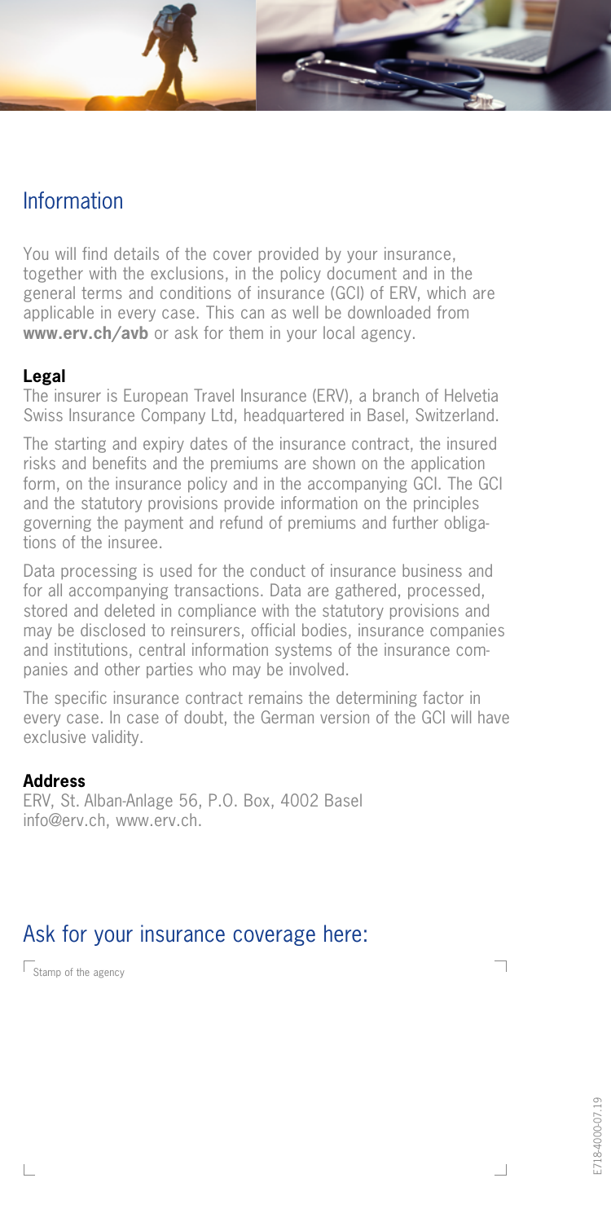## Information

You will find details of the cover provided by your insurance, together with the exclusions, in the policy document and in the general terms and conditions of insurance (GCI) of ERV, which are applicable in every case. This can as well be downloaded from **www.erv.ch/avb** or ask for them in your local agency.

**Legal**

The insurer is European Travel Insurance (ERV), a branch of Helvetia Swiss Insurance Company Ltd, headquartered in Basel, Switzerland.

The starting and expiry dates of the insurance contract, the insured risks and benefits and the premiums are shown on the application form, on the insurance policy and in the accompanying GCI. The GCI and the statutory provisions provide information on the principles governing the payment and refund of premiums and further obligations of the insuree.

Data processing is used for the conduct of insurance business and for all accompanying transactions. Data are gathered, processed, stored and deleted in compliance with the statutory provisions and may be disclosed to reinsurers, official bodies, insurance companies and institutions, central information systems of the insurance companies and other parties who may be involved.

The specific insurance contract remains the determining factor in every case. In case of doubt, the German version of the GCI will have exclusive validity.

**Address**

ERV, St. Alban-Anlage 56, P.O. Box, 4002 Basel
info@erv.ch, www.erv.ch.

## Ask for your insurance coverage here:

Stamp of the agency

E718-4000-07.19